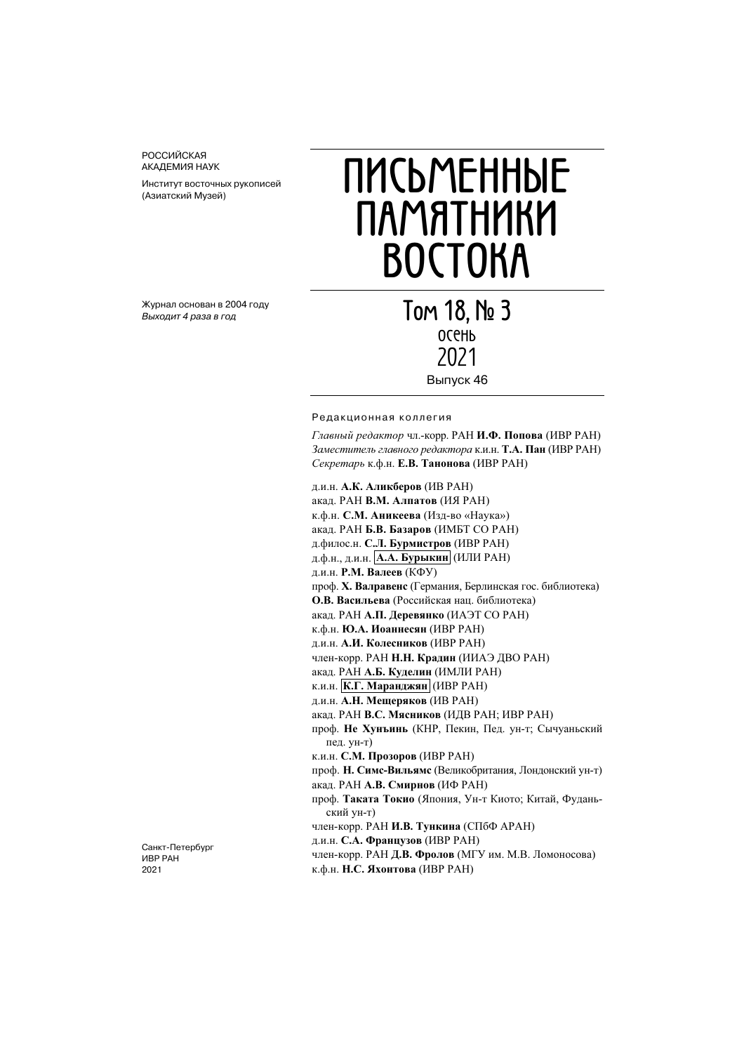РОССИЙСКАЯ
АКАДЕМИЯ НАУК

Институт восточных рукописей
(Азиатский Музей)

# ПИСЬМЕННЫЕ ПАМЯТНИКИ ВОСТОКА

Журнал основан в 2004 году
*Выходит 4 раза в год*

## Том 18, № 3
осень
2021

Выпуск 46

Редакционная коллегия

*Главный редактор* чл.-корр. РАН **И.Ф. Попова** (ИВР РАН)
*Заместитель главного редактора* к.и.н. **Т.А. Пан** (ИВР РАН)
*Секретарь* к.ф.н. **Е.В. Танонова** (ИВР РАН)

д.и.н. **А.К. Аликберов** (ИВ РАН)
акад. РАН **В.М. Алпатов** (ИЯ РАН)
к.ф.н. **С.М. Аникеева** (Изд-во «Наука»)
акад. РАН **Б.В. Базаров** (ИМБТ СО РАН)
д.филос.н. **С.Л. Бурмистров** (ИВР РАН)
д.ф.н., д.и.н. **А.А. Бурыкин** (ИЛИ РАН)
д.и.н. **Р.М. Валеев** (КФУ)
проф. **Х. Валравенс** (Германия, Берлинская гос. библиотека)
**О.В. Васильева** (Российская нац. библиотека)
акад. РАН **А.П. Деревянко** (ИАЭТ СО РАН)
к.ф.н. **Ю.А. Иоаннесян** (ИВР РАН)
д.и.н. **А.И. Колесников** (ИВР РАН)
член-корр. РАН **Н.Н. Крадин** (ИИАЭ ДВО РАН)
акад. РАН **А.Б. Куделин** (ИМЛИ РАН)
к.и.н. **К.Г. Маранджян** (ИВР РАН)
д.и.н. **А.Н. Мещеряков** (ИВ РАН)
акад. РАН **В.С. Мясников** (ИДВ РАН; ИВР РАН)
проф. **Не Хунъинь** (КНР, Пекин, Пед. ун-т; Сычуаньский пед. ун-т)
к.и.н. **С.М. Прозоров** (ИВР РАН)
проф. **Н. Симс-Вильямс** (Великобритания, Лондонский ун-т)
акад. РАН **А.В. Смирнов** (ИФ РАН)
проф. **Таката Токио** (Япония, Ун-т Киото; Китай, Фуданьский ун-т)
член-корр. РАН **И.В. Тункина** (СПбФ АРАН)
д.и.н. **С.А. Французов** (ИВР РАН)
член-корр. РАН **Д.В. Фролов** (МГУ им. М.В. Ломоносова)
к.ф.н. **Н.С. Яхонтова** (ИВР РАН)

Санкт-Петербург
ИВР РАН
2021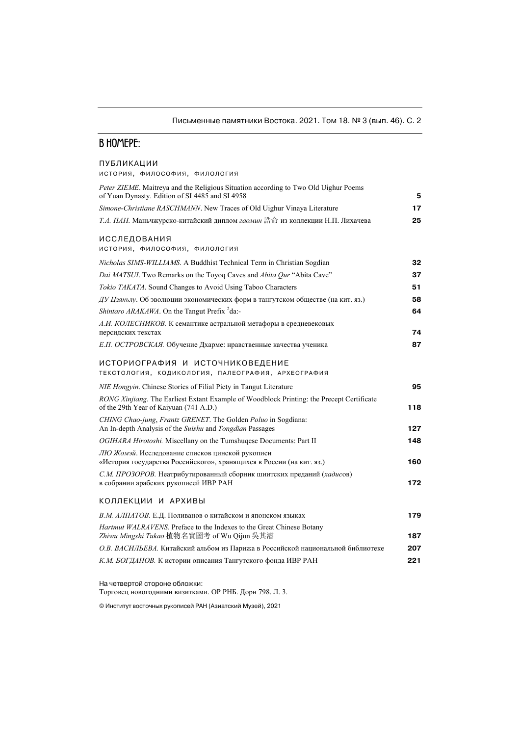# В НОМЕРЕ:

## ПУБЛИКАЦИИ

ИСТОРИЯ, ФИЛОСОФИЯ, ФИЛОЛОГИЯ

| | |
|---|---|
| *Peter ZIEME*. Maitreya and the Religious Situation according to Two Old Uighur Poems of Yuan Dynasty. Edition of SI 4485 and SI 4958 | **5** |
| *Simone-Christiane RASCHMANN*. New Traces of Old Uighur Vinaya Literature | **17** |
| *Т.А. ПАН*. Маньчжурско-китайский диплом *гаомин* 誥命 из коллекции Н.П. Лихачева | **25** |

## ИССЛЕДОВАНИЯ

ИСТОРИЯ, ФИЛОСОФИЯ, ФИЛОЛОГИЯ

| | |
|---|---|
| *Nicholas SIMS-WILLIAMS*. A Buddhist Technical Term in Christian Sogdian | **32** |
| *Dai MATSUI*. Two Remarks on the Toyoq Caves and *Abita Qur* "Abita Cave" | **37** |
| *Tokio TAKATA*. Sound Changes to Avoid Using Taboo Characters | **51** |
| *ДУ Цзяньлу*. Об эволюции экономических форм в тангутском обществе (на кит. яз.) | **58** |
| *Shintaro ARAKAWA*. On the Tangut Prefix $^{2}$da:- | **64** |
| *А.И. КОЛЕСНИКОВ*. К семантике астральной метафоры в средневековых персидских текстах | **74** |
| *Е.П. ОСТРОВСКАЯ*. Обучение Дхарме: нравственные качества ученика | **87** |

## ИСТОРИОГРАФИЯ И ИСТОЧНИКОВЕДЕНИЕ

ТЕКСТОЛОГИЯ, КОДИКОЛОГИЯ, ПАЛЕОГРАФИЯ, АРХЕОГРАФИЯ

| | |
|---|---|
| *NIE Hongyin*. Chinese Stories of Filial Piety in Tangut Literature | **95** |
| *RONG Xinjiang*. The Earliest Extant Example of Woodblock Printing: the Precept Certificate of the 29th Year of Kaiyuan (741 A.D.) | **118** |
| *CHING Chao-jung*, *Frantz GRENET*. The Golden *Poluo* in Sogdiana: An In-depth Analysis of the *Suishu* and *Tongdian* Passages | **127** |
| *OGIHARA Hirotoshi*. Miscellany on the Tumshuqese Documents: Part II | **148** |
| *ЛЮ Жомэй*. Исследование списков цинской рукописи «История государства Российского», хранящихся в России (на кит. яз.) | **160** |
| *С.М. ПРОЗОРОВ*. Неатрибутированный сборник шиитских преданий (*хадис*ов) в собрании арабских рукописей ИВР РАН | **172** |

## КОЛЛЕКЦИИ И АРХИВЫ

| | |
|---|---|
| *В.М. АЛПАТОВ*. Е.Д. Поливанов о китайском и японском языках | **179** |
| *Hartmut WALRAVENS*. Preface to the Indexes to the Great Chinese Botany *Zhiwu Mingshi Tukao* 植物名實圖考 of Wu Qijun 吳其濬 | **187** |
| *О.В. ВАСИЛЬЕВА*. Китайский альбом из Парижа в Российской национальной библиотеке | **207** |
| *К.М. БОГДАНОВ*. К истории описания Тангутского фонда ИВР РАН | **221** |

На четвертой стороне обложки:
Торговец новогодними визитками. ОР РНБ. Дорн 798. Л. 3.

© Институт восточных рукописей РАН (Азиатский Музей), 2021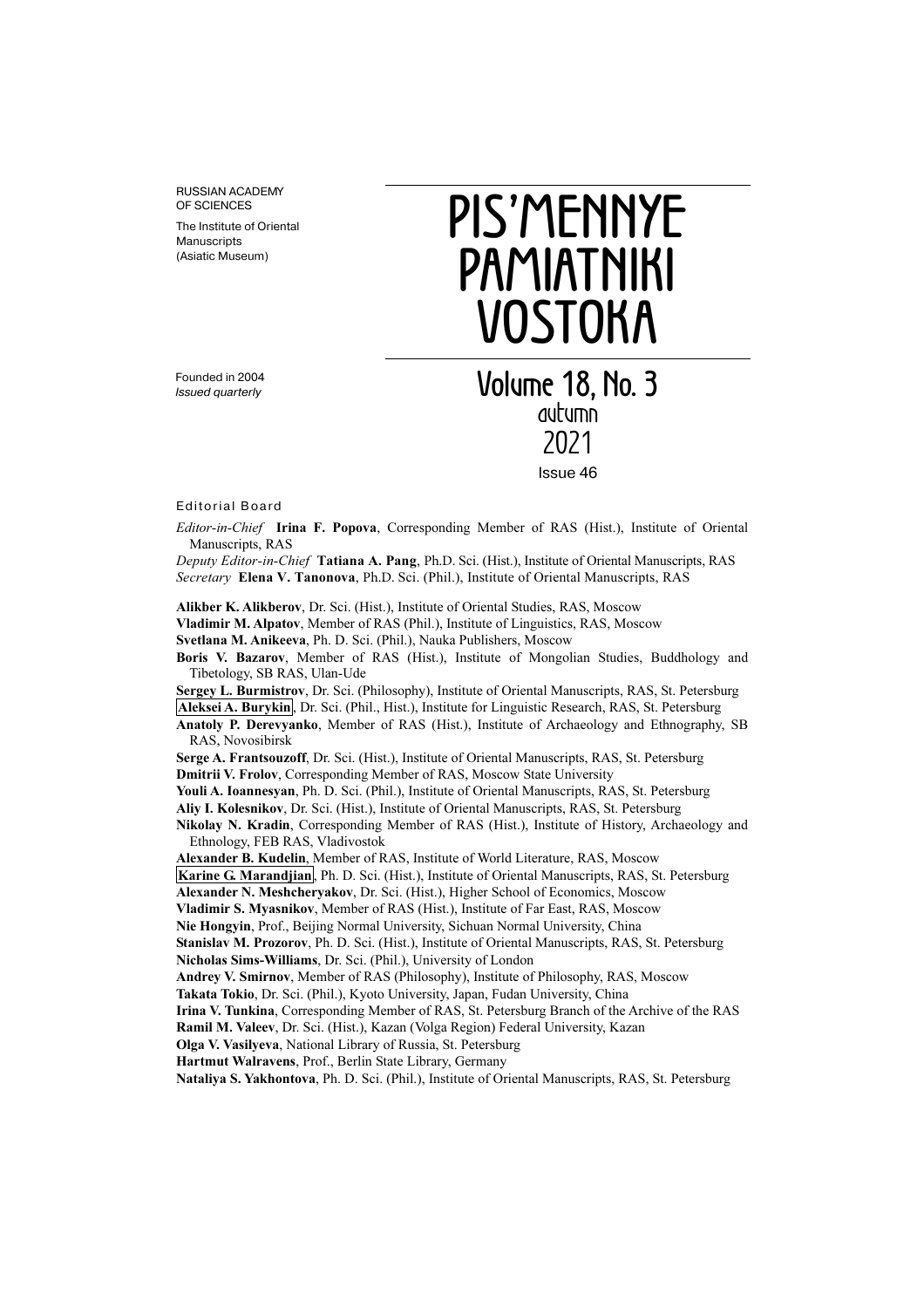RUSSIAN ACADEMY OF SCIENCES

The Institute of Oriental Manuscripts (Asiatic Museum)

# PIS'MENNYE PAMIATNIKI VOSTOKA

Founded in 2004
*Issued quarterly*

## Volume 18, No. 3
autumn
2021

Issue 46

Editorial Board

*Editor-in-Chief* **Irina F. Popova**, Corresponding Member of RAS (Hist.), Institute of Oriental Manuscripts, RAS

*Deputy Editor-in-Chief* **Tatiana A. Pang**, Ph.D. Sci. (Hist.), Institute of Oriental Manuscripts, RAS

*Secretary* **Elena V. Tanonova**, Ph.D. Sci. (Phil.), Institute of Oriental Manuscripts, RAS

**Alikber K. Alikberov**, Dr. Sci. (Hist.), Institute of Oriental Studies, RAS, Moscow

**Vladimir M. Alpatov**, Member of RAS (Phil.), Institute of Linguistics, RAS, Moscow

**Svetlana M. Anikeeva**, Ph. D. Sci. (Phil.), Nauka Publishers, Moscow

**Boris V. Bazarov**, Member of RAS (Hist.), Institute of Mongolian Studies, Buddhology and Tibetology, SB RAS, Ulan-Ude

**Sergey L. Burmistrov**, Dr. Sci. (Philosophy), Institute of Oriental Manuscripts, RAS, St. Petersburg

**Aleksei A. Burykin**, Dr. Sci. (Phil., Hist.), Institute for Linguistic Research, RAS, St. Petersburg

**Anatoly P. Derevyanko**, Member of RAS (Hist.), Institute of Archaeology and Ethnography, SB RAS, Novosibirsk

**Serge A. Frantsouzoff**, Dr. Sci. (Hist.), Institute of Oriental Manuscripts, RAS, St. Petersburg

**Dmitrii V. Frolov**, Corresponding Member of RAS, Moscow State University

**Youli A. Ioannesyan**, Ph. D. Sci. (Phil.), Institute of Oriental Manuscripts, RAS, St. Petersburg

**Aliy I. Kolesnikov**, Dr. Sci. (Hist.), Institute of Oriental Manuscripts, RAS, St. Petersburg

**Nikolay N. Kradin**, Corresponding Member of RAS (Hist.), Institute of History, Archaeology and Ethnology, FEB RAS, Vladivostok

**Alexander B. Kudelin**, Member of RAS, Institute of World Literature, RAS, Moscow

**Karine G. Marandjian**, Ph. D. Sci. (Hist.), Institute of Oriental Manuscripts, RAS, St. Petersburg

**Alexander N. Meshcheryakov**, Dr. Sci. (Hist.), Higher School of Economics, Moscow

**Vladimir S. Myasnikov**, Member of RAS (Hist.), Institute of Far East, RAS, Moscow

**Nie Hongyin**, Prof., Beijing Normal University, Sichuan Normal University, China

**Stanislav M. Prozorov**, Ph. D. Sci. (Hist.), Institute of Oriental Manuscripts, RAS, St. Petersburg

**Nicholas Sims-Williams**, Dr. Sci. (Phil.), University of London

**Andrey V. Smirnov**, Member of RAS (Philosophy), Institute of Philosophy, RAS, Moscow

**Takata Tokio**, Dr. Sci. (Phil.), Kyoto University, Japan, Fudan University, China

**Irina V. Tunkina**, Corresponding Member of RAS, St. Petersburg Branch of the Archive of the RAS

**Ramil M. Valeev**, Dr. Sci. (Hist.), Kazan (Volga Region) Federal University, Kazan

**Olga V. Vasilyeva**, National Library of Russia, St. Petersburg

**Hartmut Walravens**, Prof., Berlin State Library, Germany

**Nataliya S. Yakhontova**, Ph. D. Sci. (Phil.), Institute of Oriental Manuscripts, RAS, St. Petersburg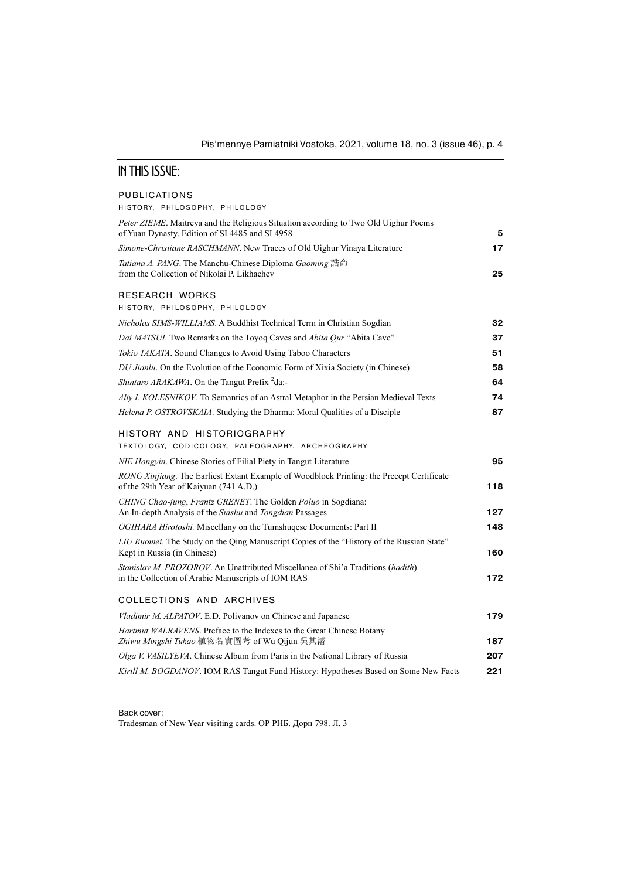# IN THIS ISSUE:

## PUBLICATIONS

### HISTORY, PHILOSOPHY, PHILOLOGY

*Peter ZIEME*. Maitreya and the Religious Situation according to Two Old Uighur Poems of Yuan Dynasty. Edition of SI 4485 and SI 4958 — **5**

*Simone-Christiane RASCHMANN*. New Traces of Old Uighur Vinaya Literature — **17**

*Tatiana A. PANG*. The Manchu-Chinese Diploma *Gaoming* 誥命 from the Collection of Nikolai P. Likhachev — **25**

## RESEARCH WORKS

### HISTORY, PHILOSOPHY, PHILOLOGY

*Nicholas SIMS-WILLIAMS*. A Buddhist Technical Term in Christian Sogdian — **32**

*Dai MATSUI*. Two Remarks on the Toyoq Caves and *Abita Qur* "Abita Cave" — **37**

*Tokio TAKATA*. Sound Changes to Avoid Using Taboo Characters — **51**

*DU Jianlu*. On the Evolution of the Economic Form of Xixia Society (in Chinese) — **58**

*Shintaro ARAKAWA*. On the Tangut Prefix $^{2}$da:- — **64**

*Aliy I. KOLESNIKOV*. To Semantics of an Astral Metaphor in the Persian Medieval Texts — **74**

*Helena P. OSTROVSKAIA*. Studying the Dharma: Moral Qualities of a Disciple — **87**

## HISTORY AND HISTORIOGRAPHY

### TEXTOLOGY, CODICOLOGY, PALEOGRAPHY, ARCHEOGRAPHY

*NIE Hongyin*. Chinese Stories of Filial Piety in Tangut Literature — **95**

*RONG Xinjiang*. The Earliest Extant Example of Woodblock Printing: the Precept Certificate of the 29th Year of Kaiyuan (741 A.D.) — **118**

*CHING Chao-jung*, *Frantz GRENET*. The Golden *Poluo* in Sogdiana: An In-depth Analysis of the *Suishu* and *Tongdian* Passages — **127**

*OGIHARA Hirotoshi.* Miscellany on the Tumshuqese Documents: Part II — **148**

*LIU Ruomei*. The Study on the Qing Manuscript Copies of the "History of the Russian State" Kept in Russia (in Chinese) — **160**

*Stanislav M. PROZOROV*. An Unattributed Miscellanea of Shiʿa Traditions (*hadith*) in the Collection of Arabic Manuscripts of IOM RAS — **172**

## COLLECTIONS AND ARCHIVES

*Vladimir M. ALPATOV*. E.D. Polivanov on Chinese and Japanese — **179**

*Hartmut WALRAVENS*. Preface to the Indexes to the Great Chinese Botany *Zhiwu Mingshi Tukao* 植物名實圖考 of Wu Qijun 吳其濬 — **187**

*Olga V. VASILYEVA*. Chinese Album from Paris in the National Library of Russia — **207**

*Kirill M. BOGDANOV*. IOM RAS Tangut Fund History: Hypotheses Based on Some New Facts — **221**

Back cover:
Tradesman of New Year visiting cards. ОР РНБ. Дорн 798. Л. 3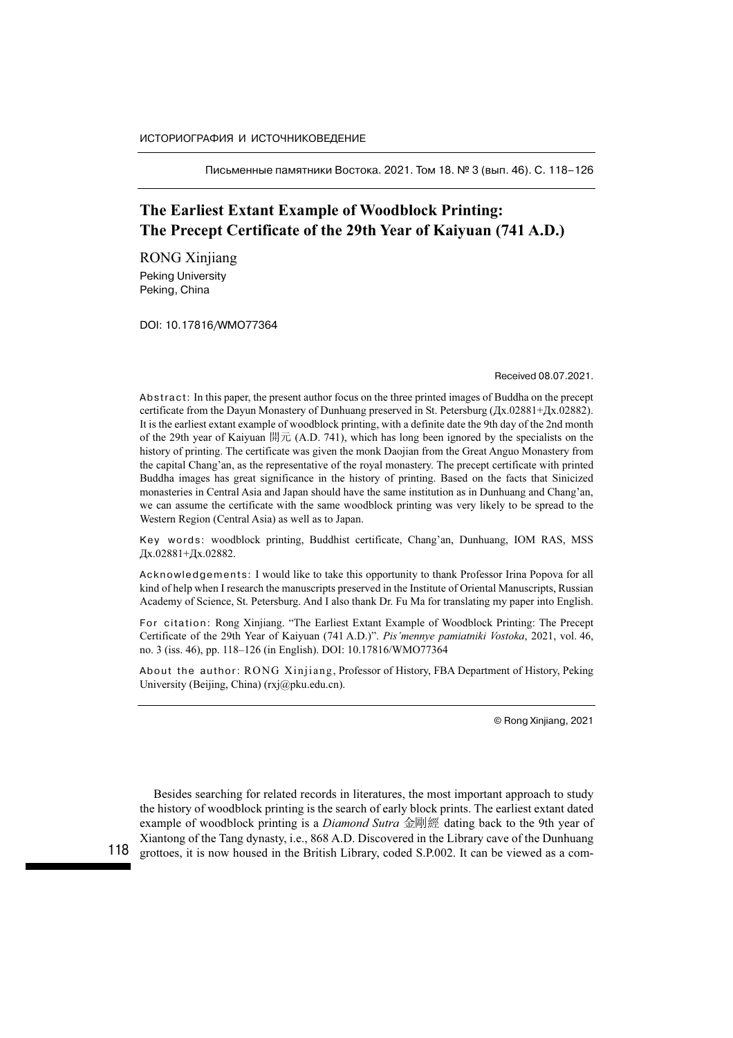ИСТОРИОГРАФИЯ И ИСТОЧНИКОВЕДЕНИЕ

# The Earliest Extant Example of Woodblock Printing: The Precept Certificate of the 29th Year of Kaiyuan (741 A.D.)

RONG Xinjiang
Peking University
Peking, China

DOI: 10.17816/WMO77364

Received 08.07.2021.

Abstract: In this paper, the present author focus on the three printed images of Buddha on the precept certificate from the Dayun Monastery of Dunhuang preserved in St. Petersburg (Дх.02881+Дх.02882). It is the earliest extant example of woodblock printing, with a definite date the 9th day of the 2nd month of the 29th year of Kaiyuan 開元 (A.D. 741), which has long been ignored by the specialists on the history of printing. The certificate was given the monk Daojian from the Great Anguo Monastery from the capital Chang'an, as the representative of the royal monastery. The precept certificate with printed Buddha images has great significance in the history of printing. Based on the facts that Sinicized monasteries in Central Asia and Japan should have the same institution as in Dunhuang and Chang'an, we can assume the certificate with the same woodblock printing was very likely to be spread to the Western Region (Central Asia) as well as to Japan.

Key words: woodblock printing, Buddhist certificate, Chang'an, Dunhuang, IOM RAS, MSS Дх.02881+Дх.02882.

Acknowledgements: I would like to take this opportunity to thank Professor Irina Popova for all kind of help when I research the manuscripts preserved in the Institute of Oriental Manuscripts, Russian Academy of Science, St. Petersburg. And I also thank Dr. Fu Ma for translating my paper into English.

For citation: Rong Xinjiang. "The Earliest Extant Example of Woodblock Printing: The Precept Certificate of the 29th Year of Kaiyuan (741 A.D.)". *Pis'mennye pamiatniki Vostoka*, 2021, vol. 46, no. 3 (iss. 46), pp. 118–126 (in English). DOI: 10.17816/WMO77364

About the author: RONG Xinjiang, Professor of History, FBA Department of History, Peking University (Beijing, China) (rxj@pku.edu.cn).

© Rong Xinjiang, 2021

Besides searching for related records in literatures, the most important approach to study the history of woodblock printing is the search of early block prints. The earliest extant dated example of woodblock printing is a *Diamond Sutra* 金剛經 dating back to the 9th year of Xiantong of the Tang dynasty, i.e., 868 A.D. Discovered in the Library cave of the Dunhuang grottoes, it is now housed in the British Library, coded S.P.002. It can be viewed as a com-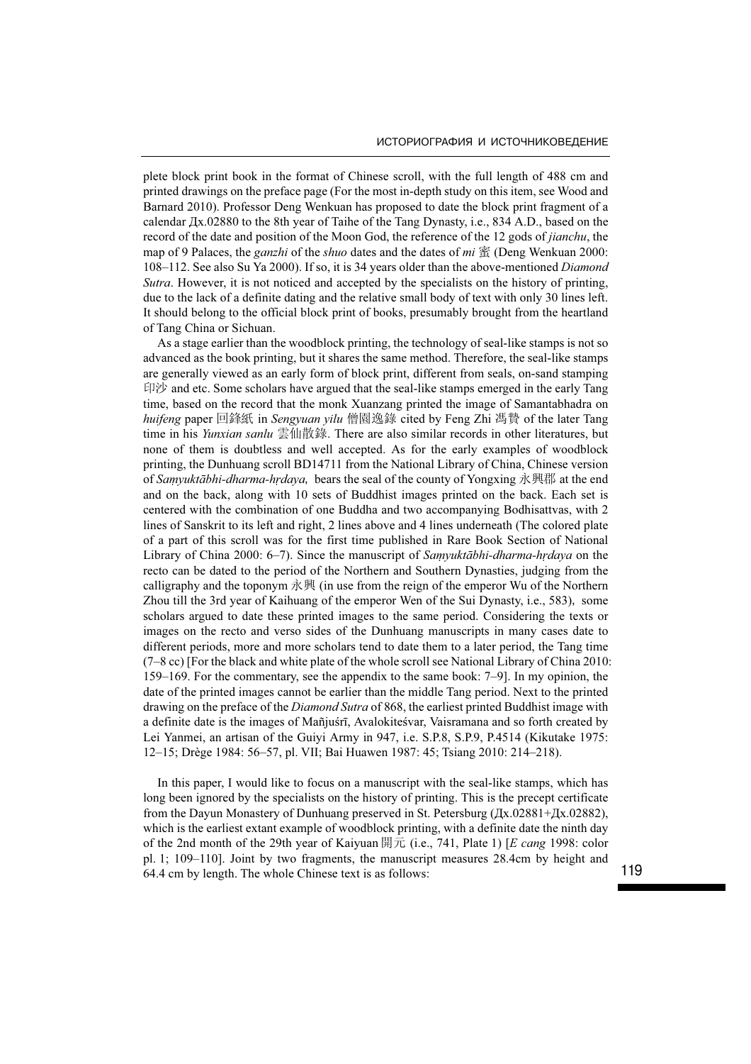plete block print book in the format of Chinese scroll, with the full length of 488 cm and printed drawings on the preface page (For the most in-depth study on this item, see Wood and Barnard 2010). Professor Deng Wenkuan has proposed to date the block print fragment of a calendar Дх.02880 to the 8th year of Taihe of the Tang Dynasty, i.e., 834 A.D., based on the record of the date and position of the Moon God, the reference of the 12 gods of *jianchu*, the map of 9 Palaces, the *ganzhi* of the *shuo* dates and the dates of *mi* 蜜 (Deng Wenkuan 2000: 108–112. See also Su Ya 2000). If so, it is 34 years older than the above-mentioned *Diamond Sutra*. However, it is not noticed and accepted by the specialists on the history of printing, due to the lack of a definite dating and the relative small body of text with only 30 lines left. It should belong to the official block print of books, presumably brought from the heartland of Tang China or Sichuan.

As a stage earlier than the woodblock printing, the technology of seal-like stamps is not so advanced as the book printing, but it shares the same method. Therefore, the seal-like stamps are generally viewed as an early form of block print, different from seals, on-sand stamping 印沙 and etc. Some scholars have argued that the seal-like stamps emerged in the early Tang time, based on the record that the monk Xuanzang printed the image of Samantabhadra on *huifeng* paper 回鋒紙 in *Sengyuan yilu* 僧園逸錄 cited by Feng Zhi 馮贄 of the later Tang time in his *Yunxian sanlu* 雲仙散錄. There are also similar records in other literatures, but none of them is doubtless and well accepted. As for the early examples of woodblock printing, the Dunhuang scroll BD14711 from the National Library of China, Chinese version of *Saṃyuktābhi-dharma-hṛdaya,* bears the seal of the county of Yongxing 永興郡 at the end and on the back, along with 10 sets of Buddhist images printed on the back. Each set is centered with the combination of one Buddha and two accompanying Bodhisattvas, with 2 lines of Sanskrit to its left and right, 2 lines above and 4 lines underneath (The colored plate of a part of this scroll was for the first time published in Rare Book Section of National Library of China 2000: 6–7). Since the manuscript of *Saṃyuktābhi-dharma-hṛdaya* on the recto can be dated to the period of the Northern and Southern Dynasties, judging from the calligraphy and the toponym 永興 (in use from the reign of the emperor Wu of the Northern Zhou till the 3rd year of Kaihuang of the emperor Wen of the Sui Dynasty, i.e., 583), some scholars argued to date these printed images to the same period. Considering the texts or images on the recto and verso sides of the Dunhuang manuscripts in many cases date to different periods, more and more scholars tend to date them to a later period, the Tang time (7–8 cc) [For the black and white plate of the whole scroll see National Library of China 2010: 159–169. For the commentary, see the appendix to the same book: 7–9]. In my opinion, the date of the printed images cannot be earlier than the middle Tang period. Next to the printed drawing on the preface of the *Diamond Sutra* of 868, the earliest printed Buddhist image with a definite date is the images of Mañjuśrī, Avalokiteśvar, Vaisramana and so forth created by Lei Yanmei, an artisan of the Guiyi Army in 947, i.e. S.P.8, S.P.9, P.4514 (Kikutake 1975: 12–15; Drège 1984: 56–57, pl. VII; Bai Huawen 1987: 45; Tsiang 2010: 214–218).

In this paper, I would like to focus on a manuscript with the seal-like stamps, which has long been ignored by the specialists on the history of printing. This is the precept certificate from the Dayun Monastery of Dunhuang preserved in St. Petersburg (Дх.02881+Дх.02882), which is the earliest extant example of woodblock printing, with a definite date the ninth day of the 2nd month of the 29th year of Kaiyuan 開元 (i.e., 741, Plate 1) [*E cang* 1998: color pl. 1; 109–110]. Joint by two fragments, the manuscript measures 28.4cm by height and 64.4 cm by length. The whole Chinese text is as follows: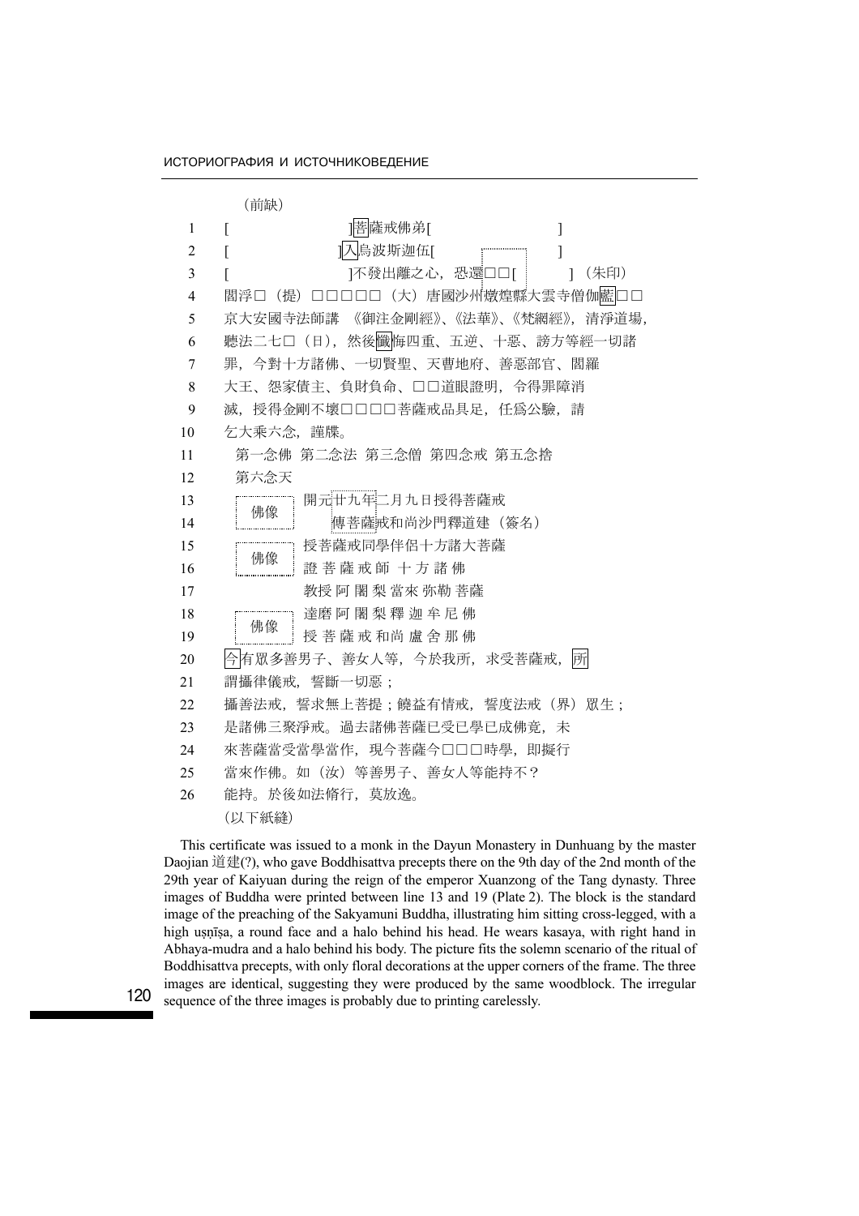（前缺）

1 [ ]菩薩戒佛弟[ ]

2 [ ]入烏波斯迦伍[ ]

3 [ ]不發出離之心，恐還□□[ ]（朱印）

4 閻浮□（提）□□□□□（大）唐國沙州燉煌縣大雲寺僧伽藍□□

5 京大安國寺法師講《御注金剛經》、《法華》、《梵網經》，清淨道場，

6 聽法二七□（日），然後懺悔四重、五逆、十惡、謗方等經一切諸

7 罪，今對十方諸佛、一切賢聖、天曹地府、善惡部官、閻羅

8 大王、怨家債主、負財負命、□□道眼證明，令得罪障消

9 滅，授得金剛不壞□□□□□菩薩戒品具足，任爲公驗，請

10 乞大乘六念，謹牒。

11 第一念佛 第二念法 第三念僧 第四念戒 第五念捨

12 第六念天

13 佛像 開元廿九年二月九日授得菩薩戒

14 傳菩薩戒和尚沙門釋道建（簽名）

15 佛像 授菩薩戒同學伴侶十方諸大菩薩

16 證 菩 薩 戒 師 十 方 諸 佛

17 教授 阿 闍 梨 當來 弥勒 菩薩

18 佛像 達磨 阿 闍 梨 釋 迦 牟 尼 佛

19 授 菩 薩 戒 和尚 盧 舍 那 佛

20 今有衆多善男子、善女人等，今於我所，求受菩薩戒，所

21 謂攝律儀戒，誓斷一切惡；

22 攝善法戒，誓求無上菩提；饒益有情戒，誓度法戒（界）衆生；

23 是諸佛三聚淨戒。過去諸佛菩薩已受已學已成佛竟，未

24 來菩薩當受當學當作，現今菩薩今□□□時學，即擬行

25 當來作佛。如（汝）等善男子、善女人等能持不？

26 能持。於後如法脩行，莫放逸。

（以下紙縫）

This certificate was issued to a monk in the Dayun Monastery in Dunhuang by the master Daojian 道建(?), who gave Boddhisattva precepts there on the 9th day of the 2nd month of the 29th year of Kaiyuan during the reign of the emperor Xuanzong of the Tang dynasty. Three images of Buddha were printed between line 13 and 19 (Plate 2). The block is the standard image of the preaching of the Sakyamuni Buddha, illustrating him sitting cross-legged, with a high uṣṇīṣa, a round face and a halo behind his head. He wears kasaya, with right hand in Abhaya-mudra and a halo behind his body. The picture fits the solemn scenario of the ritual of Boddhisattva precepts, with only floral decorations at the upper corners of the frame. The three images are identical, suggesting they were produced by the same woodblock. The irregular sequence of the three images is probably due to printing carelessly.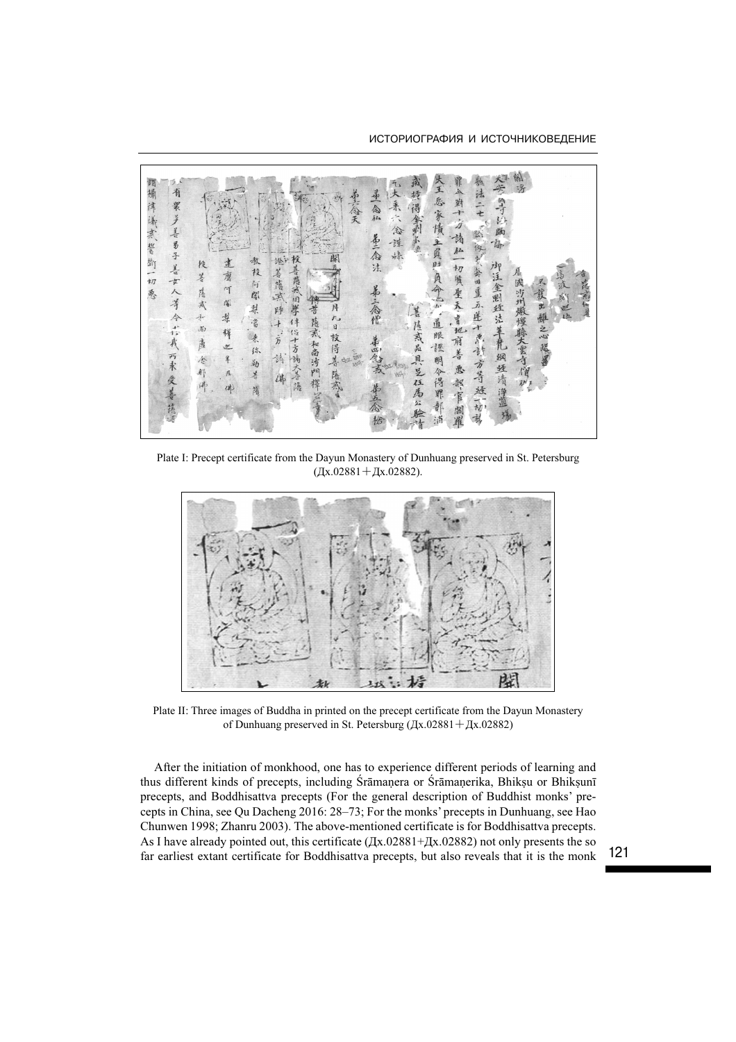Plate I: Precept certificate from the Dayun Monastery of Dunhuang preserved in St. Petersburg (Дх.02881＋Дх.02882).

Plate II: Three images of Buddha in printed on the precept certificate from the Dayun Monastery of Dunhuang preserved in St. Petersburg (Дх.02881＋Дх.02882)

After the initiation of monkhood, one has to experience different periods of learning and thus different kinds of precepts, including Śrāmaṇera or Śrāmaṇerika, Bhikṣu or Bhikṣunī precepts, and Boddhisattva precepts (For the general description of Buddhist monks' precepts in China, see Qu Dacheng 2016: 28–73; For the monks' precepts in Dunhuang, see Hao Chunwen 1998; Zhanru 2003). The above-mentioned certificate is for Boddhisattva precepts. As I have already pointed out, this certificate (Дх.02881+Дх.02882) not only presents the so far earliest extant certificate for Boddhisattva precepts, but also reveals that it is the monk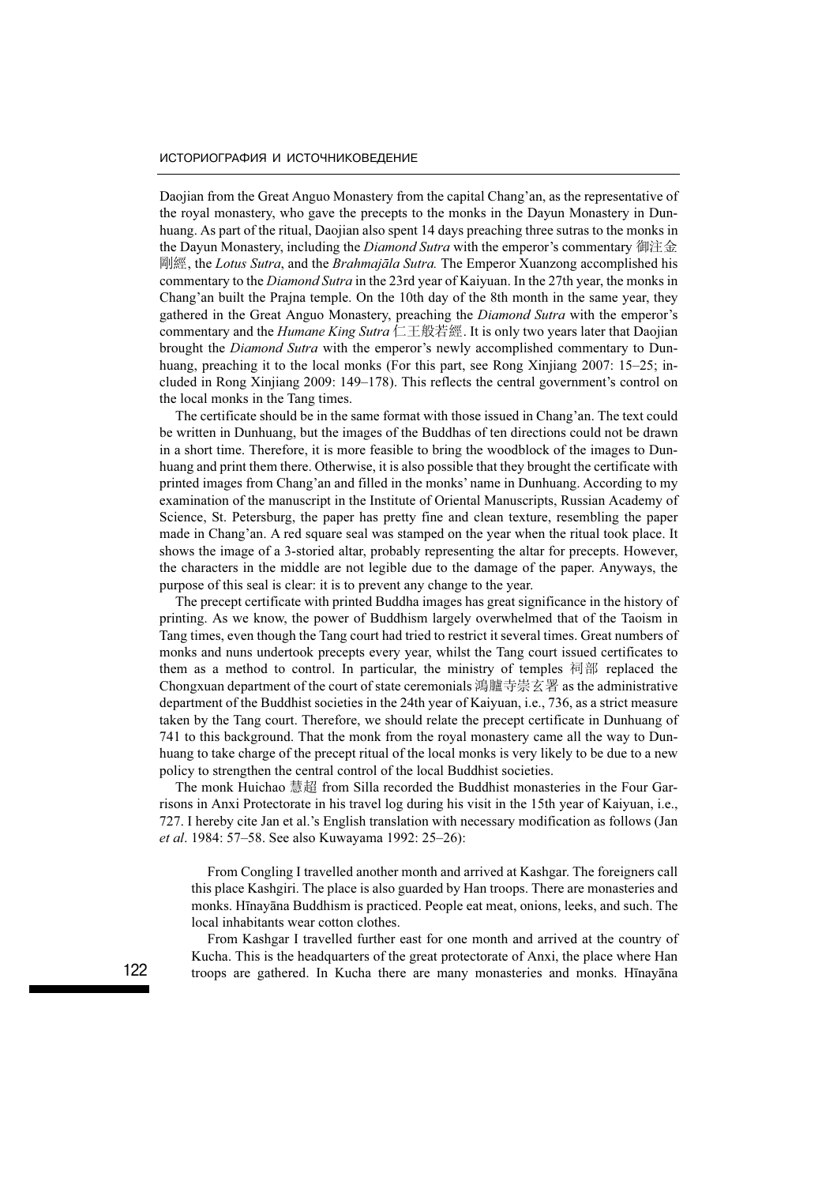Daojian from the Great Anguo Monastery from the capital Chang'an, as the representative of the royal monastery, who gave the precepts to the monks in the Dayun Monastery in Dunhuang. As part of the ritual, Daojian also spent 14 days preaching three sutras to the monks in the Dayun Monastery, including the *Diamond Sutra* with the emperor's commentary 御注金剛經, the *Lotus Sutra*, and the *Brahmajāla Sutra.* The Emperor Xuanzong accomplished his commentary to the *Diamond Sutra* in the 23rd year of Kaiyuan. In the 27th year, the monks in Chang'an built the Prajna temple. On the 10th day of the 8th month in the same year, they gathered in the Great Anguo Monastery, preaching the *Diamond Sutra* with the emperor's commentary and the *Humane King Sutra* 仁王般若經. It is only two years later that Daojian brought the *Diamond Sutra* with the emperor's newly accomplished commentary to Dunhuang, preaching it to the local monks (For this part, see Rong Xinjiang 2007: 15–25; included in Rong Xinjiang 2009: 149–178). This reflects the central government's control on the local monks in the Tang times.

The certificate should be in the same format with those issued in Chang'an. The text could be written in Dunhuang, but the images of the Buddhas of ten directions could not be drawn in a short time. Therefore, it is more feasible to bring the woodblock of the images to Dunhuang and print them there. Otherwise, it is also possible that they brought the certificate with printed images from Chang'an and filled in the monks' name in Dunhuang. According to my examination of the manuscript in the Institute of Oriental Manuscripts, Russian Academy of Science, St. Petersburg, the paper has pretty fine and clean texture, resembling the paper made in Chang'an. A red square seal was stamped on the year when the ritual took place. It shows the image of a 3-storied altar, probably representing the altar for precepts. However, the characters in the middle are not legible due to the damage of the paper. Anyways, the purpose of this seal is clear: it is to prevent any change to the year.

The precept certificate with printed Buddha images has great significance in the history of printing. As we know, the power of Buddhism largely overwhelmed that of the Taoism in Tang times, even though the Tang court had tried to restrict it several times. Great numbers of monks and nuns undertook precepts every year, whilst the Tang court issued certificates to them as a method to control. In particular, the ministry of temples 祠部 replaced the Chongxuan department of the court of state ceremonials 鴻臚寺崇玄署 as the administrative department of the Buddhist societies in the 24th year of Kaiyuan, i.e., 736, as a strict measure taken by the Tang court. Therefore, we should relate the precept certificate in Dunhuang of 741 to this background. That the monk from the royal monastery came all the way to Dunhuang to take charge of the precept ritual of the local monks is very likely to be due to a new policy to strengthen the central control of the local Buddhist societies.

The monk Huichao 慧超 from Silla recorded the Buddhist monasteries in the Four Garrisons in Anxi Protectorate in his travel log during his visit in the 15th year of Kaiyuan, i.e., 727. I hereby cite Jan et al.'s English translation with necessary modification as follows (Jan *et al*. 1984: 57–58. See also Kuwayama 1992: 25–26):

> From Congling I travelled another month and arrived at Kashgar. The foreigners call this place Kashgiri. The place is also guarded by Han troops. There are monasteries and monks. Hīnayāna Buddhism is practiced. People eat meat, onions, leeks, and such. The local inhabitants wear cotton clothes.
>
> From Kashgar I travelled further east for one month and arrived at the country of Kucha. This is the headquarters of the great protectorate of Anxi, the place where Han troops are gathered. In Kucha there are many monasteries and monks. Hīnayāna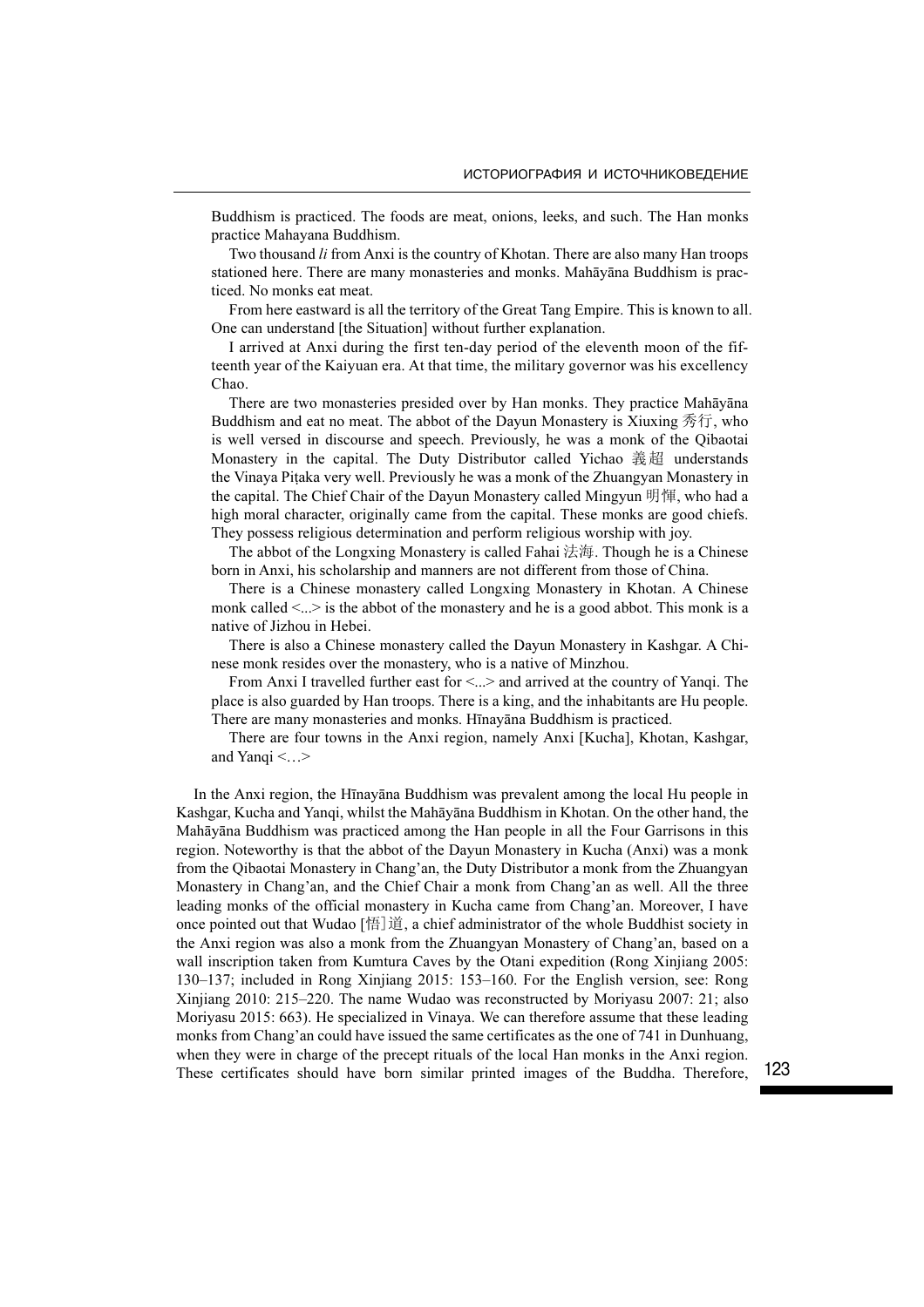Buddhism is practiced. The foods are meat, onions, leeks, and such. The Han monks practice Mahayana Buddhism.

Two thousand *li* from Anxi is the country of Khotan. There are also many Han troops stationed here. There are many monasteries and monks. Mahāyāna Buddhism is practiced. No monks eat meat.

From here eastward is all the territory of the Great Tang Empire. This is known to all. One can understand [the Situation] without further explanation.

I arrived at Anxi during the first ten-day period of the eleventh moon of the fifteenth year of the Kaiyuan era. At that time, the military governor was his excellency Chao.

There are two monasteries presided over by Han monks. They practice Mahāyāna Buddhism and eat no meat. The abbot of the Dayun Monastery is Xiuxing 秀行, who is well versed in discourse and speech. Previously, he was a monk of the Qibaotai Monastery in the capital. The Duty Distributor called Yichao 義超 understands the Vinaya Piṭaka very well. Previously he was a monk of the Zhuangyan Monastery in the capital. The Chief Chair of the Dayun Monastery called Mingyun 明惲, who had a high moral character, originally came from the capital. These monks are good chiefs. They possess religious determination and perform religious worship with joy.

The abbot of the Longxing Monastery is called Fahai 法海. Though he is a Chinese born in Anxi, his scholarship and manners are not different from those of China.

There is a Chinese monastery called Longxing Monastery in Khotan. A Chinese monk called <...> is the abbot of the monastery and he is a good abbot. This monk is a native of Jizhou in Hebei.

There is also a Chinese monastery called the Dayun Monastery in Kashgar. A Chinese monk resides over the monastery, who is a native of Minzhou.

From Anxi I travelled further east for <...> and arrived at the country of Yanqi. The place is also guarded by Han troops. There is a king, and the inhabitants are Hu people. There are many monasteries and monks. Hīnayāna Buddhism is practiced.

There are four towns in the Anxi region, namely Anxi [Kucha], Khotan, Kashgar, and Yanqi <…>

In the Anxi region, the Hīnayāna Buddhism was prevalent among the local Hu people in Kashgar, Kucha and Yanqi, whilst the Mahāyāna Buddhism in Khotan. On the other hand, the Mahāyāna Buddhism was practiced among the Han people in all the Four Garrisons in this region. Noteworthy is that the abbot of the Dayun Monastery in Kucha (Anxi) was a monk from the Qibaotai Monastery in Chang'an, the Duty Distributor a monk from the Zhuangyan Monastery in Chang'an, and the Chief Chair a monk from Chang'an as well. All the three leading monks of the official monastery in Kucha came from Chang'an. Moreover, I have once pointed out that Wudao [悟]道, a chief administrator of the whole Buddhist society in the Anxi region was also a monk from the Zhuangyan Monastery of Chang'an, based on a wall inscription taken from Kumtura Caves by the Otani expedition (Rong Xinjiang 2005: 130–137; included in Rong Xinjiang 2015: 153–160. For the English version, see: Rong Xinjiang 2010: 215–220. The name Wudao was reconstructed by Moriyasu 2007: 21; also Moriyasu 2015: 663). He specialized in Vinaya. We can therefore assume that these leading monks from Chang'an could have issued the same certificates as the one of 741 in Dunhuang, when they were in charge of the precept rituals of the local Han monks in the Anxi region. These certificates should have born similar printed images of the Buddha. Therefore,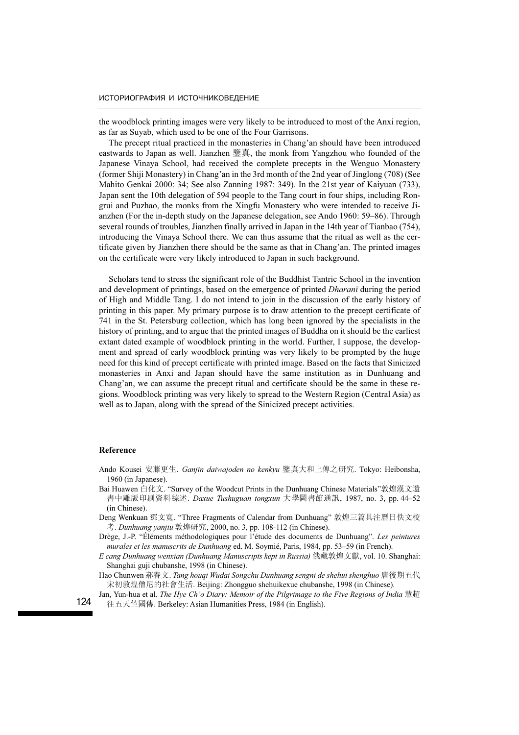the woodblock printing images were very likely to be introduced to most of the Anxi region, as far as Suyab, which used to be one of the Four Garrisons.

The precept ritual practiced in the monasteries in Chang'an should have been introduced eastwards to Japan as well. Jianzhen 鑒真, the monk from Yangzhou who founded of the Japanese Vinaya School, had received the complete precepts in the Wenguo Monastery (former Shiji Monastery) in Chang'an in the 3rd month of the 2nd year of Jinglong (708) (See Mahito Genkai 2000: 34; See also Zanning 1987: 349). In the 21st year of Kaiyuan (733), Japan sent the 10th delegation of 594 people to the Tang court in four ships, including Rongrui and Puzhao, the monks from the Xingfu Monastery who were intended to receive Jianzhen (For the in-depth study on the Japanese delegation, see Ando 1960: 59–86). Through several rounds of troubles, Jianzhen finally arrived in Japan in the 14th year of Tianbao (754), introducing the Vinaya School there. We can thus assume that the ritual as well as the certificate given by Jianzhen there should be the same as that in Chang'an. The printed images on the certificate were very likely introduced to Japan in such background.

Scholars tend to stress the significant role of the Buddhist Tantric School in the invention and development of printings, based on the emergence of printed *Dharanī* during the period of High and Middle Tang. I do not intend to join in the discussion of the early history of printing in this paper. My primary purpose is to draw attention to the precept certificate of 741 in the St. Petersburg collection, which has long been ignored by the specialists in the history of printing, and to argue that the printed images of Buddha on it should be the earliest extant dated example of woodblock printing in the world. Further, I suppose, the development and spread of early woodblock printing was very likely to be prompted by the huge need for this kind of precept certificate with printed image. Based on the facts that Sinicized monasteries in Anxi and Japan should have the same institution as in Dunhuang and Chang'an, we can assume the precept ritual and certificate should be the same in these regions. Woodblock printing was very likely to spread to the Western Region (Central Asia) as well as to Japan, along with the spread of the Sinicized precept activities.

## Reference

Ando Kousei 安藤更生. *Ganjin daiwajoden no kenkyu* 鑒真大和上傳之研究. Tokyo: Heibonsha, 1960 (in Japanese).

Bai Huawen 白化文. "Survey of the Woodcut Prints in the Dunhuang Chinese Materials"敦煌漢文遺書中雕版印刷資料綜述. *Daxue Tushuguan tongxun* 大學圖書館通訊, 1987, no. 3, pp. 44–52 (in Chinese).

Deng Wenkuan 鄧文寬. "Three Fragments of Calendar from Dunhuang" 敦煌三篇具注曆日佚文校考. *Dunhuang yanjiu* 敦煌研究, 2000, no. 3, pp. 108-112 (in Chinese).

Drège, J.-P. "Éléments méthodologiques pour l'étude des documents de Dunhuang". *Les peintures murales et les manuscrits de Dunhuang* ed. M. Soymié, Paris, 1984, pp. 53–59 (in French).

*E cang Dunhuang wenxian (Dunhuang Manuscripts kept in Russia)* 俄藏敦煌文獻, vol. 10. Shanghai: Shanghai guji chubanshe, 1998 (in Chinese).

Hao Chunwen 郝春文. *Tang houqi Wudai Songchu Dunhuang sengni de shehui shenghuo* 唐後期五代宋初敦煌僧尼的社會生活. Beijing: Zhongguo shehuikexue chubanshe, 1998 (in Chinese).

Jan, Yun-hua et al. *The Hye Ch'o Diary: Memoir of the Pilgrimage to the Five Regions of India* 慧超往五天竺國傳. Berkeley: Asian Humanities Press, 1984 (in English).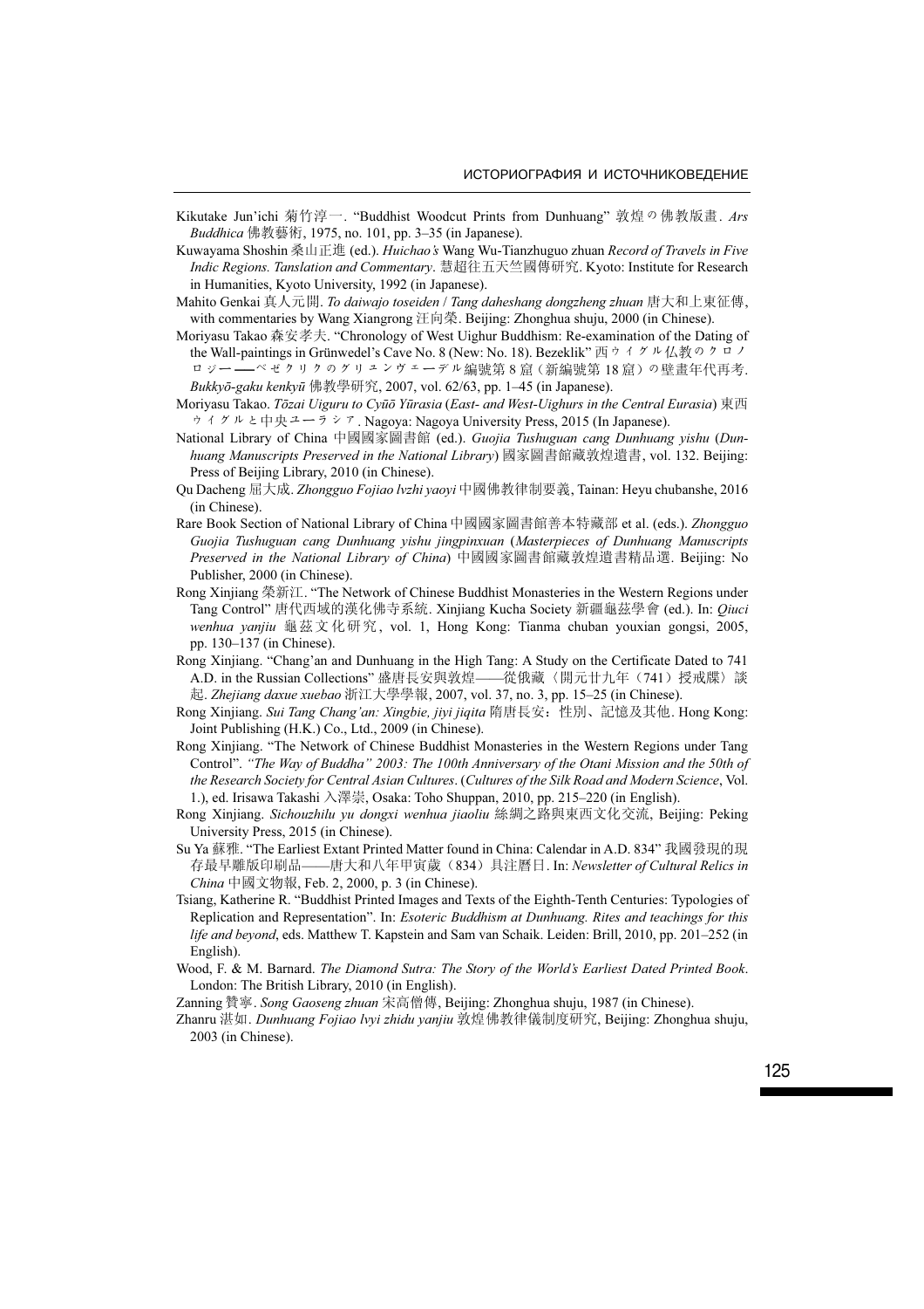Kikutake Jun'ichi 菊竹淳一. "Buddhist Woodcut Prints from Dunhuang" 敦煌の佛教版畫. *Ars Buddhica* 佛教藝術, 1975, no. 101, pp. 3–35 (in Japanese).

Kuwayama Shoshin 桑山正進 (ed.). *Huichao's* Wang Wu-Tianzhuguo zhuan *Record of Travels in Five Indic Regions. Tanslation and Commentary*. 慧超往五天竺國傳研究. Kyoto: Institute for Research in Humanities, Kyoto University, 1992 (in Japanese).

Mahito Genkai 真人元開. *To daiwajo toseiden* / *Tang daheshang dongzheng zhuan* 唐大和上東征傳, with commentaries by Wang Xiangrong 汪向榮. Beijing: Zhonghua shuju, 2000 (in Chinese).

Moriyasu Takao 森安孝夫. "Chronology of West Uighur Buddhism: Re-examination of the Dating of the Wall-paintings in Grünwedel's Cave No. 8 (New: No. 18). Bezeklik" 西ウイグル仏教のクロノロジー——ベゼクリクのグリュンヴェーデル編號第 8 窟（新編號第 18 窟）の壁畫年代再考. *Bukkyō-gaku kenkyū* 佛教學研究, 2007, vol. 62/63, pp. 1–45 (in Japanese).

Moriyasu Takao. *Tōzai Uiguru to Cyūō Yūrasia* (*East- and West-Uighurs in the Central Eurasia*) 東西ウイグルと中央ユーラシア. Nagoya: Nagoya University Press, 2015 (In Japanese).

National Library of China 中國國家圖書館 (ed.). *Guojia Tushuguan cang Dunhuang yishu* (*Dunhuang Manuscripts Preserved in the National Library*) 國家圖書館藏敦煌遺書, vol. 132. Beijing: Press of Beijing Library, 2010 (in Chinese).

Qu Dacheng 屈大成. *Zhongguo Fojiao lvzhi yaoyi* 中國佛教律制要義, Tainan: Heyu chubanshe, 2016 (in Chinese).

Rare Book Section of National Library of China 中國國家圖書館善本特藏部 et al. (eds.). *Zhongguo Guojia Tushuguan cang Dunhuang yishu jingpinxuan* (*Masterpieces of Dunhuang Manuscripts Preserved in the National Library of China*) 中國國家圖書館藏敦煌遺書精品選. Beijing: No Publisher, 2000 (in Chinese).

Rong Xinjiang 榮新江. "The Network of Chinese Buddhist Monasteries in the Western Regions under Tang Control" 唐代西域的漢化佛寺系統. Xinjiang Kucha Society 新疆龜茲學會 (ed.). In: *Qiuci wenhua yanjiu* 龜茲文化研究, vol. 1, Hong Kong: Tianma chuban youxian gongsi, 2005, pp. 130–137 (in Chinese).

Rong Xinjiang. "Chang'an and Dunhuang in the High Tang: A Study on the Certificate Dated to 741 A.D. in the Russian Collections" 盛唐長安與敦煌——從俄藏〈開元廿九年（741）授戒牒〉談起. *Zhejiang daxue xuebao* 浙江大學學報, 2007, vol. 37, no. 3, pp. 15–25 (in Chinese).

Rong Xinjiang. *Sui Tang Chang'an: Xingbie, jiyi jiqita* 隋唐長安：性別、記憶及其他. Hong Kong: Joint Publishing (H.K.) Co., Ltd., 2009 (in Chinese).

Rong Xinjiang. "The Network of Chinese Buddhist Monasteries in the Western Regions under Tang Control". *"The Way of Buddha" 2003: The 100th Anniversary of the Otani Mission and the 50th of the Research Society for Central Asian Cultures*. (*Cultures of the Silk Road and Modern Science*, Vol. 1.), ed. Irisawa Takashi 入澤崇, Osaka: Toho Shuppan, 2010, pp. 215–220 (in English).

Rong Xinjiang. *Sichouzhilu yu dongxi wenhua jiaoliu* 絲綢之路與東西文化交流, Beijing: Peking University Press, 2015 (in Chinese).

Su Ya 蘇雅. "The Earliest Extant Printed Matter found in China: Calendar in A.D. 834" 我國發現的現存最早雕版印刷品——唐大和八年甲寅歲（834）具注曆日. In: *Newsletter of Cultural Relics in China* 中國文物報, Feb. 2, 2000, p. 3 (in Chinese).

Tsiang, Katherine R. "Buddhist Printed Images and Texts of the Eighth-Tenth Centuries: Typologies of Replication and Representation". In: *Esoteric Buddhism at Dunhuang. Rites and teachings for this life and beyond*, eds. Matthew T. Kapstein and Sam van Schaik. Leiden: Brill, 2010, pp. 201–252 (in English).

Wood, F. & M. Barnard. *The Diamond Sutra: The Story of the World's Earliest Dated Printed Book*. London: The British Library, 2010 (in English).

Zanning 贊寧. *Song Gaoseng zhuan* 宋高僧傳, Beijing: Zhonghua shuju, 1987 (in Chinese).

Zhanru 湛如. *Dunhuang Fojiao lvyi zhidu yanjiu* 敦煌佛教律儀制度研究, Beijing: Zhonghua shuju, 2003 (in Chinese).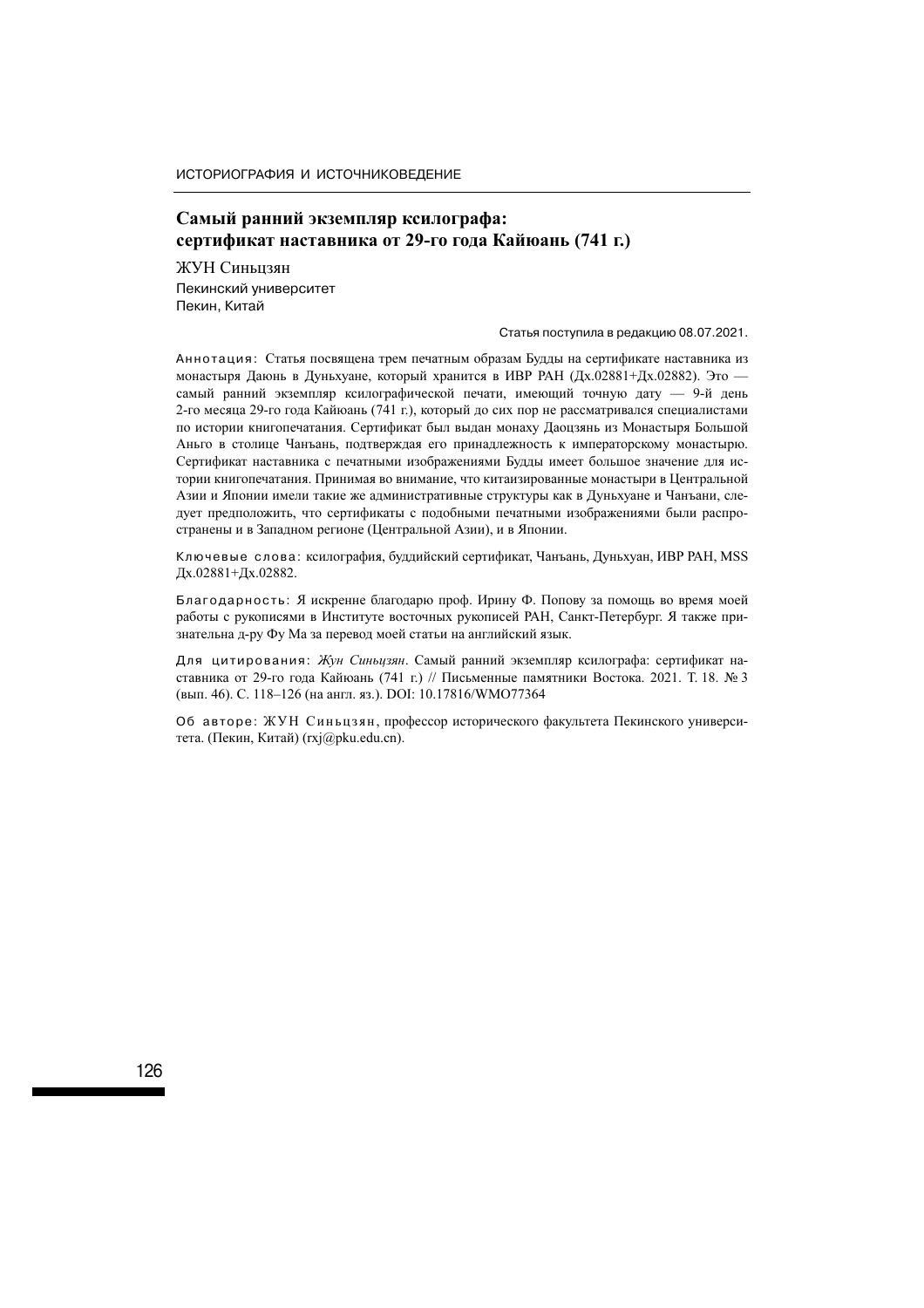# Самый ранний экземпляр ксилографа: сертификат наставника от 29-го года Кайюань (741 г.)

ЖУН Синьцзян

Пекинский университет

Пекин, Китай

Статья поступила в редакцию 08.07.2021.

Аннотация: Статья посвящена трем печатным образам Будды на сертификате наставника из монастыря Даюнь в Дуньхуане, который хранится в ИВР РАН (Дх.02881+Дх.02882). Это — самый ранний экземпляр ксилографической печати, имеющий точную дату — 9-й день 2-го месяца 29-го года Кайюань (741 г.), который до сих пор не рассматривался специалистами по истории книгопечатания. Сертификат был выдан монаху Даоцзянь из Монастыря Большой Аньго в столице Чанъань, подтверждая его принадлежность к императорскому монастырю. Сертификат наставника с печатными изображениями Будды имеет большое значение для истории книгопечатания. Принимая во внимание, что китаизированные монастыри в Центральной Азии и Японии имели такие же административные структуры как в Дуньхуане и Чанъани, следует предположить, что сертификаты с подобными печатными изображениями были распространены и в Западном регионе (Центральной Азии), и в Японии.

Ключевые слова: ксилография, буддийский сертификат, Чанъань, Дуньхуан, ИВР РАН, MSS Дх.02881+Дх.02882.

Благодарность: Я искренне благодарю проф. Ирину Ф. Попову за помощь во время моей работы с рукописями в Институте восточных рукописей РАН, Санкт-Петербург. Я также признательна д-ру Фу Ма за перевод моей статьи на английский язык.

Для цитирования: *Жун Синьцзян*. Самый ранний экземпляр ксилографа: сертификат наставника от 29-го года Кайюань (741 г.) // Письменные памятники Востока. 2021. Т. 18. № 3 (вып. 46). С. 118–126 (на англ. яз.). DOI: 10.17816/WMO77364

Об авторе: ЖУН Синьцзян, профессор исторического факультета Пекинского университета. (Пекин, Китай) (rxj@pku.edu.cn).